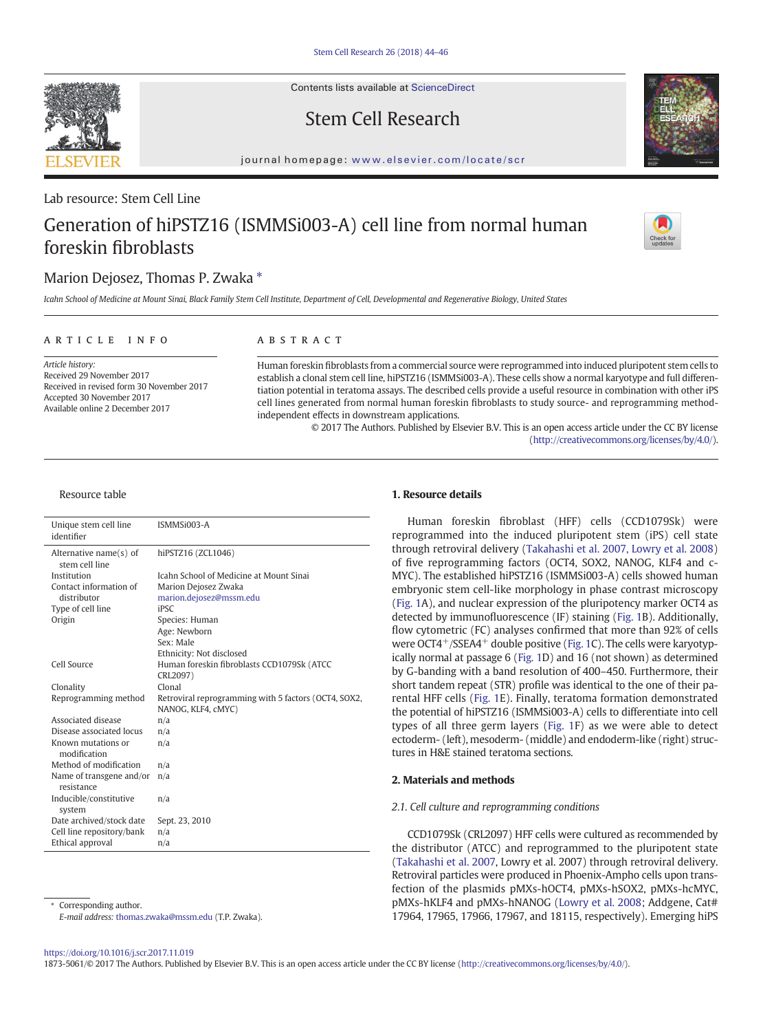Lab resource: Stem Cell Line

# Generation of hiPSTZ16 (ISMMSi003-A) cell line from normal human foreskin fibroblasts

Marion Dejosez, Thomas P. Zwaka *

*Icahn School of Medicine at Mount Sinai, Black Family Stem Cell Institute, Department of Cell, Developmental and Regenerative Biology, United States*

## ARTICLE INFO

*Article history:*
Received 29 November 2017
Received in revised form 30 November 2017
Accepted 30 November 2017
Available online 2 December 2017

## ABSTRACT

Human foreskin fibroblasts from a commercial source were reprogrammed into induced pluripotent stem cells to establish a clonal stem cell line, hiPSTZ16 (ISMMSi003-A). These cells show a normal karyotype and full differentiation potential in teratoma assays. The described cells provide a useful resource in combination with other iPS cell lines generated from normal human foreskin fibroblasts to study source- and reprogramming method-independent effects in downstream applications.

© 2017 The Authors. Published by Elsevier B.V. This is an open access article under the CC BY license (http://creativecommons.org/licenses/by/4.0/).

Resource table

| | |
|---|---|
| Unique stem cell line identifier | ISMMSi003-A |
| Alternative name(s) of stem cell line | hiPSTZ16 (ZCL1046) |
| Institution | Icahn School of Medicine at Mount Sinai |
| Contact information of distributor | Marion Dejosez Zwaka marion.dejosez@mssm.edu |
| Type of cell line | iPSC |
| Origin | Species: Human<br>Age: Newborn<br>Sex: Male<br>Ethnicity: Not disclosed |
| Cell Source | Human foreskin fibroblasts CCD1079Sk (ATCC CRL2097) |
| Clonality | Clonal |
| Reprogramming method | Retroviral reprogramming with 5 factors (OCT4, SOX2, NANOG, KLF4, cMYC) |
| Associated disease | n/a |
| Disease associated locus | n/a |
| Known mutations or modification | n/a |
| Method of modification | n/a |
| Name of transgene and/or resistance | n/a |
| Inducible/constitutive system | n/a |
| Date archived/stock date | Sept. 23, 2010 |
| Cell line repository/bank | n/a |
| Ethical approval | n/a |

## 1. Resource details

Human foreskin fibroblast (HFF) cells (CCD1079Sk) were reprogrammed into the induced pluripotent stem (iPS) cell state through retroviral delivery (Takahashi et al. 2007, Lowry et al. 2008) of five reprogramming factors (OCT4, SOX2, NANOG, KLF4 and c-MYC). The established hiPSTZ16 (ISMMSi003-A) cells showed human embryonic stem cell-like morphology in phase contrast microscopy (Fig. 1A), and nuclear expression of the pluripotency marker OCT4 as detected by immunofluorescence (IF) staining (Fig. 1B). Additionally, flow cytometric (FC) analyses confirmed that more than 92% of cells were $OCT4^{+}$/$SSEA4^{+}$ double positive (Fig. 1C). The cells were karyotypically normal at passage 6 (Fig. 1D) and 16 (not shown) as determined by G-banding with a band resolution of 400–450. Furthermore, their short tandem repeat (STR) profile was identical to the one of their parental HFF cells (Fig. 1E). Finally, teratoma formation demonstrated the potential of hiPSTZ16 (ISMMSi003-A) cells to differentiate into cell types of all three germ layers (Fig. 1F) as we were able to detect ectoderm- (left), mesoderm- (middle) and endoderm-like (right) structures in H&E stained teratoma sections.

## 2. Materials and methods

### *2.1. Cell culture and reprogramming conditions*

CCD1079Sk (CRL2097) HFF cells were cultured as recommended by the distributor (ATCC) and reprogrammed to the pluripotent state (Takahashi et al. 2007, Lowry et al. 2007) through retroviral delivery. Retroviral particles were produced in Phoenix-Ampho cells upon transfection of the plasmids pMXs-hOCT4, pMXs-hSOX2, pMXs-hcMYC, pMXs-hKLF4 and pMXs-hNANOG (Lowry et al. 2008; Addgene, Cat# 17964, 17965, 17966, 17967, and 18115, respectively). Emerging hiPS

* Corresponding author.
*E-mail address:* thomas.zwaka@mssm.edu (T.P. Zwaka).

https://doi.org/10.1016/j.scr.2017.11.019
1873-5061/© 2017 The Authors. Published by Elsevier B.V. This is an open access article under the CC BY license (http://creativecommons.org/licenses/by/4.0/).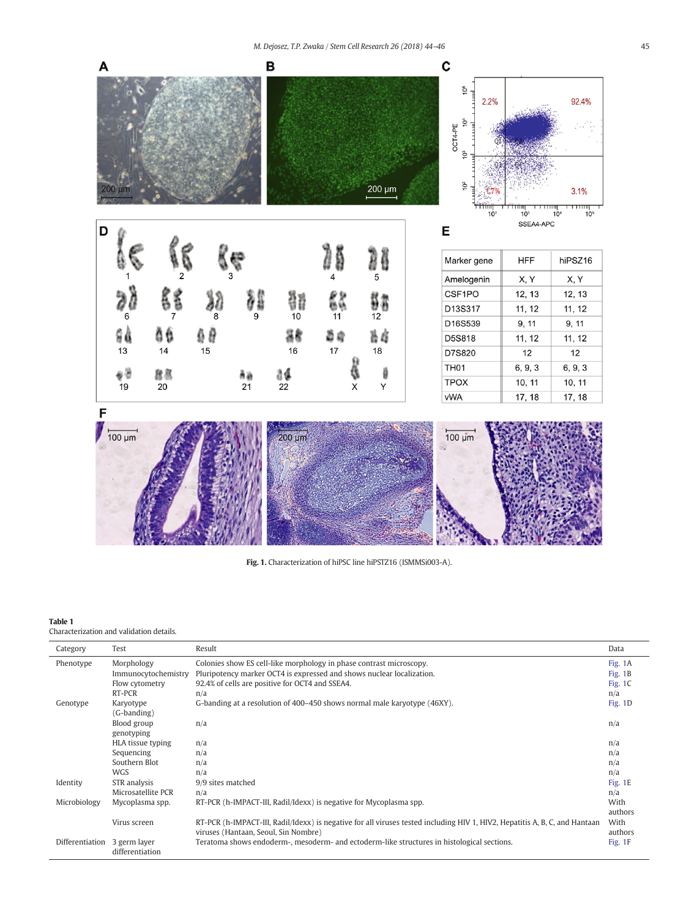Fig. 1. Characterization of hiPSC line hiPSTZ16 (ISMMSi003-A).

**Table 1**
Characterization and validation details.

| Category | Test | Result | Data |
|---|---|---|---|
| Phenotype | Morphology | Colonies show ES cell-like morphology in phase contrast microscopy. | Fig. 1A |
| | Immunocytochemistry | Pluripotency marker OCT4 is expressed and shows nuclear localization. | Fig. 1B |
| | Flow cytometry | 92.4% of cells are positive for OCT4 and SSEA4. | Fig. 1C |
| | RT-PCR | n/a | n/a |
| Genotype | Karyotype (G-banding) | G-banding at a resolution of 400–450 shows normal male karyotype (46XY). | Fig. 1D |
| | Blood group genotyping | n/a | n/a |
| | HLA tissue typing | n/a | n/a |
| | Sequencing | n/a | n/a |
| | Southern Blot | n/a | n/a |
| | WGS | n/a | n/a |
| Identity | STR analysis | 9/9 sites matched | Fig. 1E |
| | Microsatellite PCR | n/a | n/a |
| Microbiology | Mycoplasma spp. | RT-PCR (h-IMPACT-III, Radil/Idexx) is negative for Mycoplasma spp. | With authors |
| | Virus screen | RT-PCR (h-IMPACT-III, Radil/Idexx) is negative for all viruses tested including HIV 1, HIV2, Hepatitis A, B, C, and Hantaan viruses (Hantaan, Seoul, Sin Nombre) | With authors |
| Differentiation | 3 germ layer differentiation | Teratoma shows endoderm-, mesoderm- and ectoderm-like structures in histological sections. | Fig. 1F |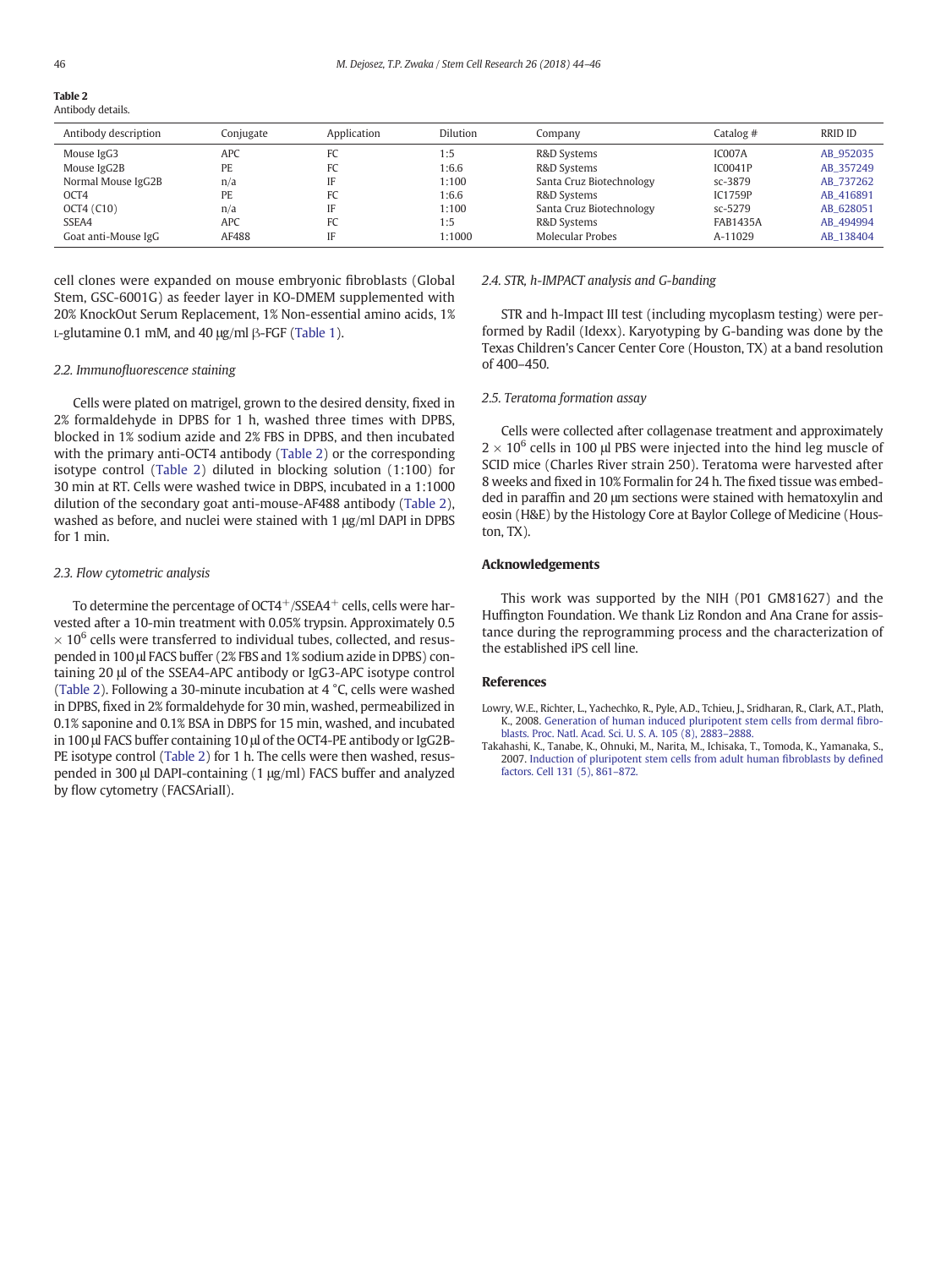Table 2
Antibody details.

| Antibody description | Conjugate | Application | Dilution | Company | Catalog # | RRID ID |
|---|---|---|---|---|---|---|
| Mouse IgG3 | APC | FC | 1:5 | R&D Systems | IC007A | AB_952035 |
| Mouse IgG2B | PE | FC | 1:6.6 | R&D Systems | IC0041P | AB_357249 |
| Normal Mouse IgG2B | n/a | IF | 1:100 | Santa Cruz Biotechnology | sc-3879 | AB_737262 |
| OCT4 | PE | FC | 1:6.6 | R&D Systems | IC1759P | AB_416891 |
| OCT4 (C10) | n/a | IF | 1:100 | Santa Cruz Biotechnology | sc-5279 | AB_628051 |
| SSEA4 | APC | FC | 1:5 | R&D Systems | FAB1435A | AB_494994 |
| Goat anti-Mouse IgG | AF488 | IF | 1:1000 | Molecular Probes | A-11029 | AB_138404 |

cell clones were expanded on mouse embryonic fibroblasts (Global Stem, GSC-6001G) as feeder layer in KO-DMEM supplemented with 20% KnockOut Serum Replacement, 1% Non-essential amino acids, 1% L-glutamine 0.1 mM, and 40 μg/ml β-FGF (Table 1).

### 2.2. Immunofluorescence staining

Cells were plated on matrigel, grown to the desired density, fixed in 2% formaldehyde in DPBS for 1 h, washed three times with DPBS, blocked in 1% sodium azide and 2% FBS in DPBS, and then incubated with the primary anti-OCT4 antibody (Table 2) or the corresponding isotype control (Table 2) diluted in blocking solution (1:100) for 30 min at RT. Cells were washed twice in DBPS, incubated in a 1:1000 dilution of the secondary goat anti-mouse-AF488 antibody (Table 2), washed as before, and nuclei were stained with 1 μg/ml DAPI in DPBS for 1 min.

### 2.3. Flow cytometric analysis

To determine the percentage of OCT4$^+$/SSEA4$^+$ cells, cells were harvested after a 10-min treatment with 0.05% trypsin. Approximately 0.5 $\times$ $10^6$ cells were transferred to individual tubes, collected, and resuspended in 100 μl FACS buffer (2% FBS and 1% sodium azide in DPBS) containing 20 μl of the SSEA4-APC antibody or IgG3-APC isotype control (Table 2). Following a 30-minute incubation at 4 °C, cells were washed in DPBS, fixed in 2% formaldehyde for 30 min, washed, permeabilized in 0.1% saponine and 0.1% BSA in DBPS for 15 min, washed, and incubated in 100 μl FACS buffer containing 10 μl of the OCT4-PE antibody or IgG2B-PE isotype control (Table 2) for 1 h. The cells were then washed, resuspended in 300 μl DAPI-containing (1 μg/ml) FACS buffer and analyzed by flow cytometry (FACSAriaII).

### 2.4. STR, h-IMPACT analysis and G-banding

STR and h-Impact III test (including mycoplasm testing) were performed by Radil (Idexx). Karyotyping by G-banding was done by the Texas Children's Cancer Center Core (Houston, TX) at a band resolution of 400–450.

### 2.5. Teratoma formation assay

Cells were collected after collagenase treatment and approximately $2 \times 10^6$ cells in 100 μl PBS were injected into the hind leg muscle of SCID mice (Charles River strain 250). Teratoma were harvested after 8 weeks and fixed in 10% Formalin for 24 h. The fixed tissue was embedded in paraffin and 20 μm sections were stained with hematoxylin and eosin (H&E) by the Histology Core at Baylor College of Medicine (Houston, TX).

## Acknowledgements

This work was supported by the NIH (P01 GM81627) and the Huffington Foundation. We thank Liz Rondon and Ana Crane for assistance during the reprogramming process and the characterization of the established iPS cell line.

## References

Lowry, W.E., Richter, L., Yachechko, R., Pyle, A.D., Tchieu, J., Sridharan, R., Clark, A.T., Plath, K., 2008. Generation of human induced pluripotent stem cells from dermal fibroblasts. Proc. Natl. Acad. Sci. U. S. A. 105 (8), 2883–2888.

Takahashi, K., Tanabe, K., Ohnuki, M., Narita, M., Ichisaka, T., Tomoda, K., Yamanaka, S., 2007. Induction of pluripotent stem cells from adult human fibroblasts by defined factors. Cell 131 (5), 861–872.